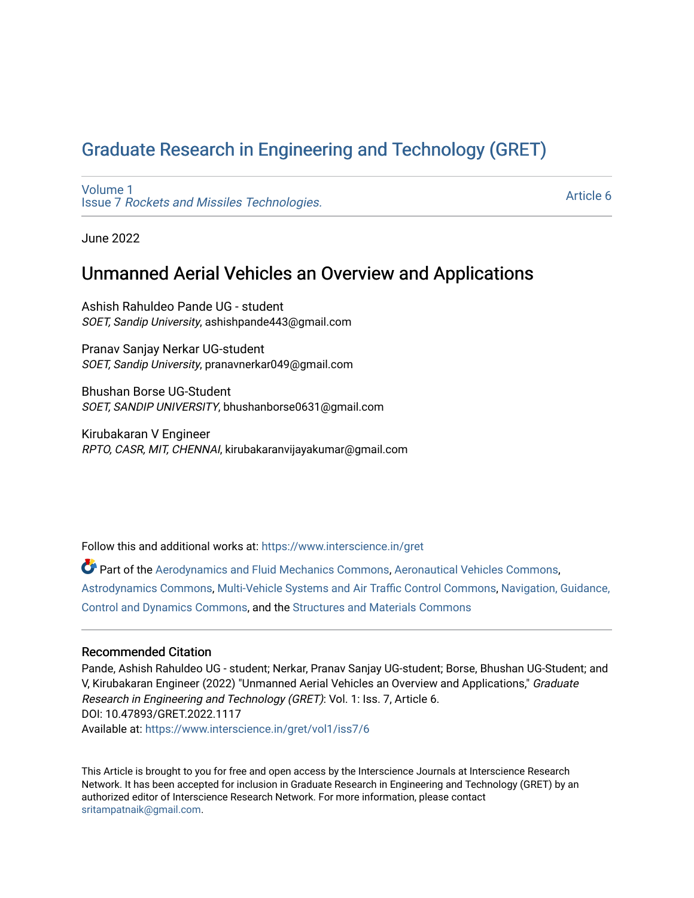# Graduate Research in Engineering and Technology (GRET)

Volume 1
Issue 7 *Rockets and Missiles Technologies.*

Article 6

June 2022

## Unmanned Aerial Vehicles an Overview and Applications

Ashish Rahuldeo Pande UG - student
*SOET, Sandip University*, ashishpande443@gmail.com

Pranav Sanjay Nerkar UG-student
*SOET, Sandip University*, pranavnerkar049@gmail.com

Bhushan Borse UG-Student
*SOET, SANDIP UNIVERSITY*, bhushanborse0631@gmail.com

Kirubakaran V Engineer
*RPTO, CASR, MIT, CHENNAI*, kirubakaranvijayakumar@gmail.com

Follow this and additional works at: https://www.interscience.in/gret

Part of the Aerodynamics and Fluid Mechanics Commons, Aeronautical Vehicles Commons, Astrodynamics Commons, Multi-Vehicle Systems and Air Traffic Control Commons, Navigation, Guidance, Control and Dynamics Commons, and the Structures and Materials Commons

### Recommended Citation

Pande, Ashish Rahuldeo UG - student; Nerkar, Pranav Sanjay UG-student; Borse, Bhushan UG-Student; and V, Kirubakaran Engineer (2022) "Unmanned Aerial Vehicles an Overview and Applications," *Graduate Research in Engineering and Technology (GRET)*: Vol. 1: Iss. 7, Article 6.
DOI: 10.47893/GRET.2022.1117
Available at: https://www.interscience.in/gret/vol1/iss7/6

This Article is brought to you for free and open access by the Interscience Journals at Interscience Research Network. It has been accepted for inclusion in Graduate Research in Engineering and Technology (GRET) by an authorized editor of Interscience Research Network. For more information, please contact sritampatnaik@gmail.com.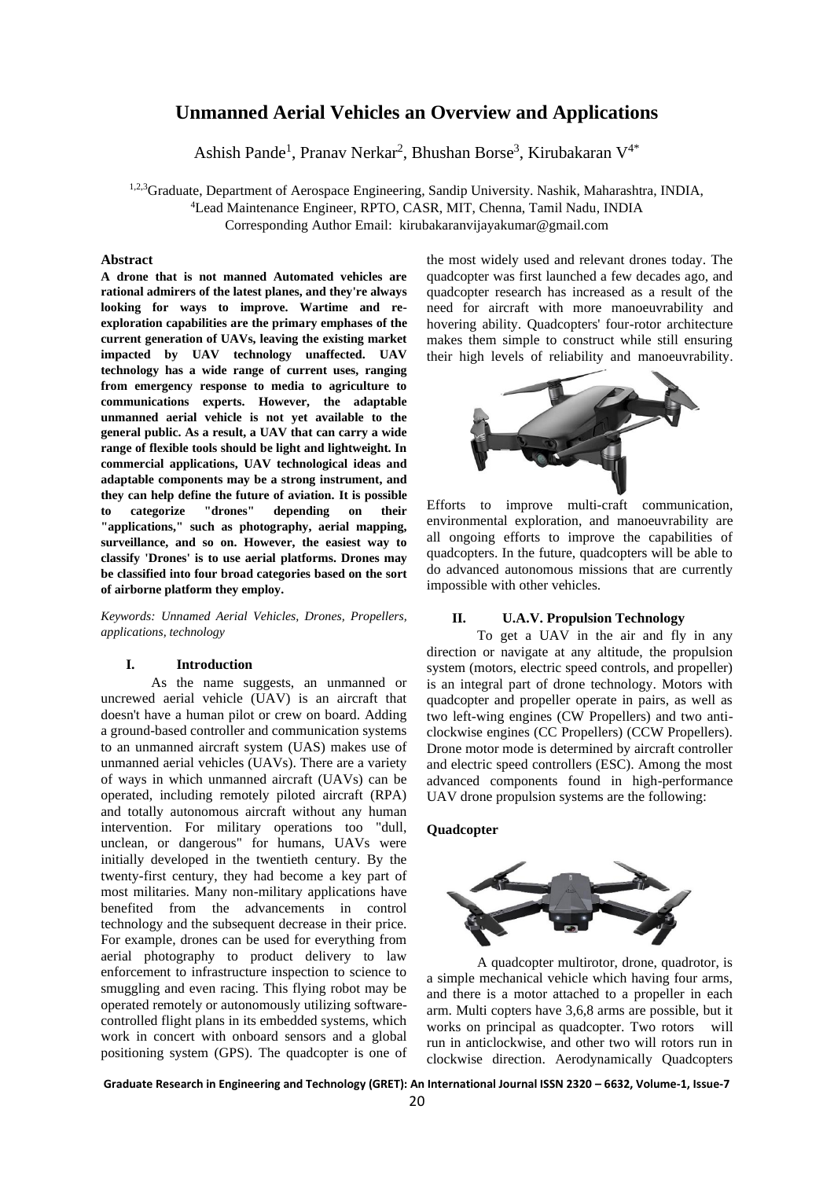# Unmanned Aerial Vehicles an Overview and Applications

Ashish Pande[1], Pranav Nerkar[2], Bhushan Borse[3], Kirubakaran V[4*]

[1,2,3]Graduate, Department of Aerospace Engineering, Sandip University. Nashik, Maharashtra, INDIA,
[4]Lead Maintenance Engineer, RPTO, CASR, MIT, Chenna, Tamil Nadu, INDIA
Corresponding Author Email: kirubakaranvijayakumar@gmail.com

## Abstract

**A drone that is not manned Automated vehicles are rational admirers of the latest planes, and they're always looking for ways to improve. Wartime and re-exploration capabilities are the primary emphases of the current generation of UAVs, leaving the existing market impacted by UAV technology unaffected. UAV technology has a wide range of current uses, ranging from emergency response to media to agriculture to communications experts. However, the adaptable unmanned aerial vehicle is not yet available to the general public. As a result, a UAV that can carry a wide range of flexible tools should be light and lightweight. In commercial applications, UAV technological ideas and adaptable components may be a strong instrument, and they can help define the future of aviation. It is possible to categorize "drones" depending on their "applications," such as photography, aerial mapping, surveillance, and so on. However, the easiest way to classify 'Drones' is to use aerial platforms. Drones may be classified into four broad categories based on the sort of airborne platform they employ.**

*Keywords: Unnamed Aerial Vehicles, Drones, Propellers, applications, technology*

## I. Introduction

As the name suggests, an unmanned or uncrewed aerial vehicle (UAV) is an aircraft that doesn't have a human pilot or crew on board. Adding a ground-based controller and communication systems to an unmanned aircraft system (UAS) makes use of unmanned aerial vehicles (UAVs). There are a variety of ways in which unmanned aircraft (UAVs) can be operated, including remotely piloted aircraft (RPA) and totally autonomous aircraft without any human intervention. For military operations too "dull, unclean, or dangerous" for humans, UAVs were initially developed in the twentieth century. By the twenty-first century, they had become a key part of most militaries. Many non-military applications have benefited from the advancements in control technology and the subsequent decrease in their price. For example, drones can be used for everything from aerial photography to product delivery to law enforcement to infrastructure inspection to science to smuggling and even racing. This flying robot may be operated remotely or autonomously utilizing software-controlled flight plans in its embedded systems, which work in concert with onboard sensors and a global positioning system (GPS). The quadcopter is one of the most widely used and relevant drones today. The quadcopter was first launched a few decades ago, and quadcopter research has increased as a result of the need for aircraft with more manoeuvrability and hovering ability. Quadcopters' four-rotor architecture makes them simple to construct while still ensuring their high levels of reliability and manoeuvrability.

Efforts to improve multi-craft communication, environmental exploration, and manoeuvrability are all ongoing efforts to improve the capabilities of quadcopters. In the future, quadcopters will be able to do advanced autonomous missions that are currently impossible with other vehicles.

## II. U.A.V. Propulsion Technology

To get a UAV in the air and fly in any direction or navigate at any altitude, the propulsion system (motors, electric speed controls, and propeller) is an integral part of drone technology. Motors with quadcopter and propeller operate in pairs, as well as two left-wing engines (CW Propellers) and two anti-clockwise engines (CC Propellers) (CCW Propellers). Drone motor mode is determined by aircraft controller and electric speed controllers (ESC). Among the most advanced components found in high-performance UAV drone propulsion systems are the following:

### Quadcopter

A quadcopter multirotor, drone, quadrotor, is a simple mechanical vehicle which having four arms, and there is a motor attached to a propeller in each arm. Multi copters have 3,6,8 arms are possible, but it works on principal as quadcopter. Two rotors will run in anticlockwise, and other two will rotors run in clockwise direction. Aerodynamically Quadcopters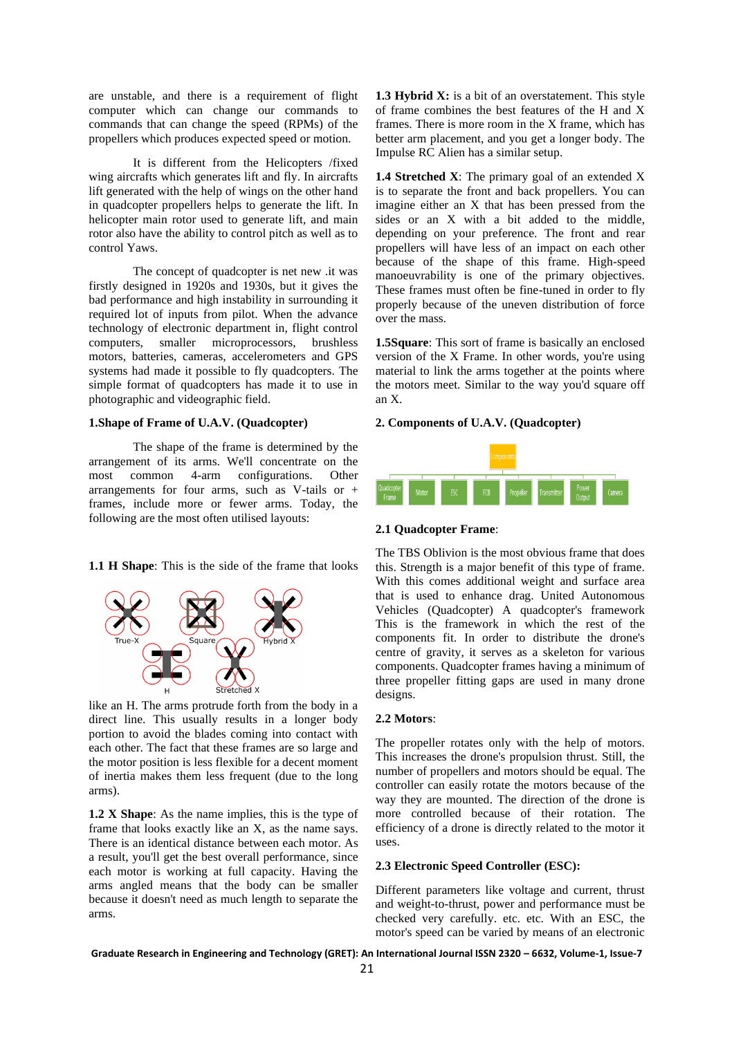are unstable, and there is a requirement of flight computer which can change our commands to commands that can change the speed (RPMs) of the propellers which produces expected speed or motion.

It is different from the Helicopters /fixed wing aircrafts which generates lift and fly. In aircrafts lift generated with the help of wings on the other hand in quadcopter propellers helps to generate the lift. In helicopter main rotor used to generate lift, and main rotor also have the ability to control pitch as well as to control Yaws.

The concept of quadcopter is net new .it was firstly designed in 1920s and 1930s, but it gives the bad performance and high instability in surrounding it required lot of inputs from pilot. When the advance technology of electronic department in, flight control computers, smaller microprocessors, brushless motors, batteries, cameras, accelerometers and GPS systems had made it possible to fly quadcopters. The simple format of quadcopters has made it to use in photographic and videographic field.

## 1.Shape of Frame of U.A.V. (Quadcopter)

The shape of the frame is determined by the arrangement of its arms. We'll concentrate on the most common 4-arm configurations. Other arrangements for four arms, such as V-tails or + frames, include more or fewer arms. Today, the following are the most often utilised layouts:

**1.1 H Shape**: This is the side of the frame that looks like an H. The arms protrude forth from the body in a direct line. This usually results in a longer body portion to avoid the blades coming into contact with each other. The fact that these frames are so large and the motor position is less flexible for a decent moment of inertia makes them less frequent (due to the long arms).

**1.2 X Shape**: As the name implies, this is the type of frame that looks exactly like an X, as the name says. There is an identical distance between each motor. As a result, you'll get the best overall performance, since each motor is working at full capacity. Having the arms angled means that the body can be smaller because it doesn't need as much length to separate the arms.

**1.3 Hybrid X:** is a bit of an overstatement. This style of frame combines the best features of the H and X frames. There is more room in the X frame, which has better arm placement, and you get a longer body. The Impulse RC Alien has a similar setup.

**1.4 Stretched X**: The primary goal of an extended X is to separate the front and back propellers. You can imagine either an X that has been pressed from the sides or an X with a bit added to the middle, depending on your preference. The front and rear propellers will have less of an impact on each other because of the shape of this frame. High-speed manoeuvrability is one of the primary objectives. These frames must often be fine-tuned in order to fly properly because of the uneven distribution of force over the mass.

**1.5Square**: This sort of frame is basically an enclosed version of the X Frame. In other words, you're using material to link the arms together at the points where the motors meet. Similar to the way you'd square off an X.

## 2. Components of U.A.V. (Quadcopter)

### 2.1 Quadcopter Frame:

The TBS Oblivion is the most obvious frame that does this. Strength is a major benefit of this type of frame. With this comes additional weight and surface area that is used to enhance drag. United Autonomous Vehicles (Quadcopter) A quadcopter's framework This is the framework in which the rest of the components fit. In order to distribute the drone's centre of gravity, it serves as a skeleton for various components. Quadcopter frames having a minimum of three propeller fitting gaps are used in many drone designs.

### 2.2 Motors:

The propeller rotates only with the help of motors. This increases the drone's propulsion thrust. Still, the number of propellers and motors should be equal. The controller can easily rotate the motors because of the way they are mounted. The direction of the drone is more controlled because of their rotation. The efficiency of a drone is directly related to the motor it uses.

### 2.3 Electronic Speed Controller (ESC):

Different parameters like voltage and current, thrust and weight-to-thrust, power and performance must be checked very carefully. etc. etc. With an ESC, the motor's speed can be varied by means of an electronic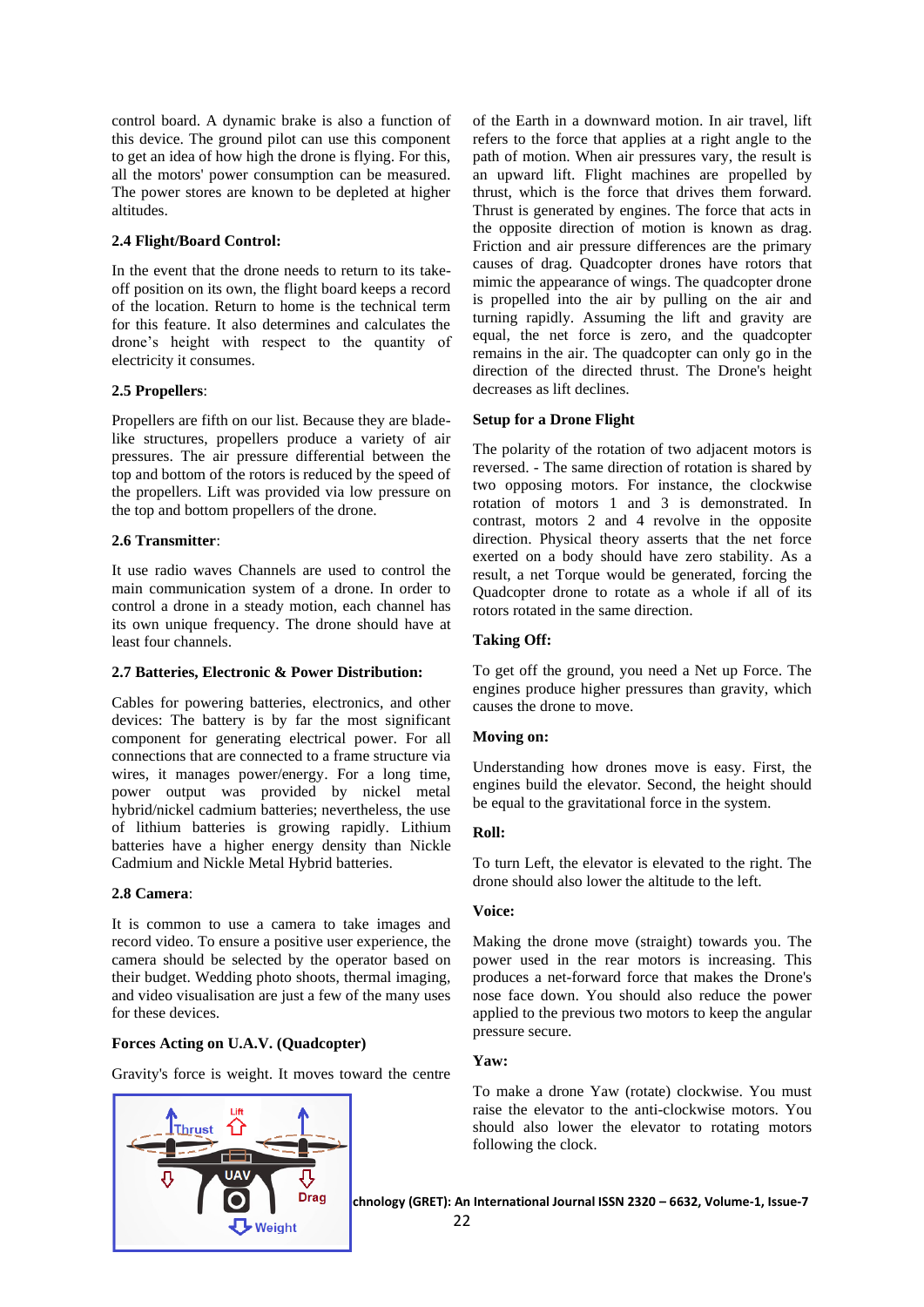control board. A dynamic brake is also a function of this device. The ground pilot can use this component to get an idea of how high the drone is flying. For this, all the motors' power consumption can be measured. The power stores are known to be depleted at higher altitudes.

### 2.4 Flight/Board Control:

In the event that the drone needs to return to its take-off position on its own, the flight board keeps a record of the location. Return to home is the technical term for this feature. It also determines and calculates the drone's height with respect to the quantity of electricity it consumes.

### 2.5 Propellers:

Propellers are fifth on our list. Because they are blade-like structures, propellers produce a variety of air pressures. The air pressure differential between the top and bottom of the rotors is reduced by the speed of the propellers. Lift was provided via low pressure on the top and bottom propellers of the drone.

### 2.6 Transmitter:

It use radio waves Channels are used to control the main communication system of a drone. In order to control a drone in a steady motion, each channel has its own unique frequency. The drone should have at least four channels.

### 2.7 Batteries, Electronic & Power Distribution:

Cables for powering batteries, electronics, and other devices: The battery is by far the most significant component for generating electrical power. For all connections that are connected to a frame structure via wires, it manages power/energy. For a long time, power output was provided by nickel metal hybrid/nickel cadmium batteries; nevertheless, the use of lithium batteries is growing rapidly. Lithium batteries have a higher energy density than Nickle Cadmium and Nickle Metal Hybrid batteries.

### 2.8 Camera:

It is common to use a camera to take images and record video. To ensure a positive user experience, the camera should be selected by the operator based on their budget. Wedding photo shoots, thermal imaging, and video visualisation are just a few of the many uses for these devices.

### Forces Acting on U.A.V. (Quadcopter)

Gravity's force is weight. It moves toward the centre of the Earth in a downward motion. In air travel, lift refers to the force that applies at a right angle to the path of motion. When air pressures vary, the result is an upward lift. Flight machines are propelled by thrust, which is the force that drives them forward. Thrust is generated by engines. The force that acts in the opposite direction of motion is known as drag. Friction and air pressure differences are the primary causes of drag. Quadcopter drones have rotors that mimic the appearance of wings. The quadcopter drone is propelled into the air by pulling on the air and turning rapidly. Assuming the lift and gravity are equal, the net force is zero, and the quadcopter remains in the air. The quadcopter can only go in the direction of the directed thrust. The Drone's height decreases as lift declines.

### Setup for a Drone Flight

The polarity of the rotation of two adjacent motors is reversed. - The same direction of rotation is shared by two opposing motors. For instance, the clockwise rotation of motors 1 and 3 is demonstrated. In contrast, motors 2 and 4 revolve in the opposite direction. Physical theory asserts that the net force exerted on a body should have zero stability. As a result, a net Torque would be generated, forcing the Quadcopter drone to rotate as a whole if all of its rotors rotated in the same direction.

### Taking Off:

To get off the ground, you need a Net up Force. The engines produce higher pressures than gravity, which causes the drone to move.

### Moving on:

Understanding how drones move is easy. First, the engines build the elevator. Second, the height should be equal to the gravitational force in the system.

### Roll:

To turn Left, the elevator is elevated to the right. The drone should also lower the altitude to the left.

### Voice:

Making the drone move (straight) towards you. The power used in the rear motors is increasing. This produces a net-forward force that makes the Drone's nose face down. You should also reduce the power applied to the previous two motors to keep the angular pressure secure.

### Yaw:

To make a drone Yaw (rotate) clockwise. You must raise the elevator to the anti-clockwise motors. You should also lower the elevator to rotating motors following the clock.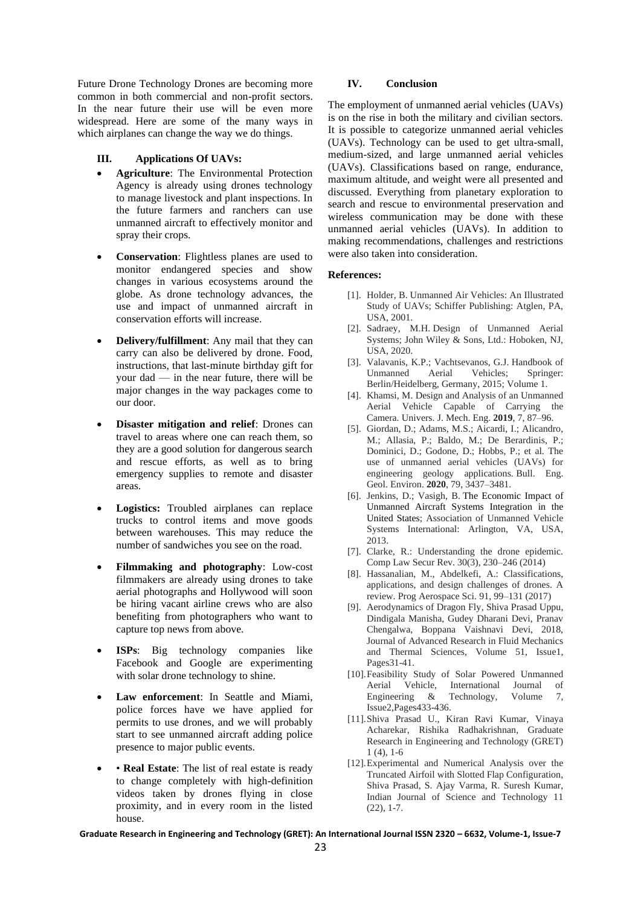Future Drone Technology Drones are becoming more common in both commercial and non-profit sectors. In the near future their use will be even more widespread. Here are some of the many ways in which airplanes can change the way we do things.

## III. Applications Of UAVs:

- **Agriculture**: The Environmental Protection Agency is already using drones technology to manage livestock and plant inspections. In the future farmers and ranchers can use unmanned aircraft to effectively monitor and spray their crops.
- **Conservation**: Flightless planes are used to monitor endangered species and show changes in various ecosystems around the globe. As drone technology advances, the use and impact of unmanned aircraft in conservation efforts will increase.
- **Delivery/fulfillment**: Any mail that they can carry can also be delivered by drone. Food, instructions, that last-minute birthday gift for your dad — in the near future, there will be major changes in the way packages come to our door.
- **Disaster mitigation and relief**: Drones can travel to areas where one can reach them, so they are a good solution for dangerous search and rescue efforts, as well as to bring emergency supplies to remote and disaster areas.
- **Logistics:** Troubled airplanes can replace trucks to control items and move goods between warehouses. This may reduce the number of sandwiches you see on the road.
- **Filmmaking and photography**: Low-cost filmmakers are already using drones to take aerial photographs and Hollywood will soon be hiring vacant airline crews who are also benefiting from photographers who want to capture top news from above.
- **ISPs**: Big technology companies like Facebook and Google are experimenting with solar drone technology to shine.
- **Law enforcement**: In Seattle and Miami, police forces have we have applied for permits to use drones, and we will probably start to see unmanned aircraft adding police presence to major public events.
- • **Real Estate**: The list of real estate is ready to change completely with high-definition videos taken by drones flying in close proximity, and in every room in the listed house.

## IV. Conclusion

The employment of unmanned aerial vehicles (UAVs) is on the rise in both the military and civilian sectors. It is possible to categorize unmanned aerial vehicles (UAVs). Technology can be used to get ultra-small, medium-sized, and large unmanned aerial vehicles (UAVs). Classifications based on range, endurance, maximum altitude, and weight were all presented and discussed. Everything from planetary exploration to search and rescue to environmental preservation and wireless communication may be done with these unmanned aerial vehicles (UAVs). In addition to making recommendations, challenges and restrictions were also taken into consideration.

## References:

[1]. Holder, B. Unmanned Air Vehicles: An Illustrated Study of UAVs; Schiffer Publishing: Atglen, PA, USA, 2001.

[2]. Sadraey, M.H. Design of Unmanned Aerial Systems; John Wiley & Sons, Ltd.: Hoboken, NJ, USA, 2020.

[3]. Valavanis, K.P.; Vachtsevanos, G.J. Handbook of Unmanned Aerial Vehicles; Springer: Berlin/Heidelberg, Germany, 2015; Volume 1.

[4]. Khamsi, M. Design and Analysis of an Unmanned Aerial Vehicle Capable of Carrying the Camera. Univers. J. Mech. Eng. **2019**, 7, 87–96.

[5]. Giordan, D.; Adams, M.S.; Aicardi, I.; Alicandro, M.; Allasia, P.; Baldo, M.; De Berardinis, P.; Dominici, D.; Godone, D.; Hobbs, P.; et al. The use of unmanned aerial vehicles (UAVs) for engineering geology applications. Bull. Eng. Geol. Environ. **2020**, 79, 3437–3481.

[6]. Jenkins, D.; Vasigh, B. The Economic Impact of Unmanned Aircraft Systems Integration in the United States; Association of Unmanned Vehicle Systems International: Arlington, VA, USA, 2013.

[7]. Clarke, R.: Understanding the drone epidemic. Comp Law Secur Rev. 30(3), 230–246 (2014)

[8]. Hassanalian, M., Abdelkefi, A.: Classifications, applications, and design challenges of drones. A review. Prog Aerospace Sci. 91, 99–131 (2017)

[9]. Aerodynamics of Dragon Fly, Shiva Prasad Uppu, Dindigala Manisha, Gudey Dharani Devi, Pranav Chengalwa, Boppana Vaishnavi Devi, 2018, Journal of Advanced Research in Fluid Mechanics and Thermal Sciences, Volume 51, Issue1, Pages31-41.

[10]. Feasibility Study of Solar Powered Unmanned Aerial Vehicle, International Journal of Engineering & Technology, Volume 7, Issue2,Pages433-436.

[11]. Shiva Prasad U., Kiran Ravi Kumar, Vinaya Acharekar, Rishika Radhakrishnan, Graduate Research in Engineering and Technology (GRET) 1 (4), 1-6

[12]. Experimental and Numerical Analysis over the Truncated Airfoil with Slotted Flap Configuration, Shiva Prasad, S. Ajay Varma, R. Suresh Kumar, Indian Journal of Science and Technology 11 (22), 1-7.